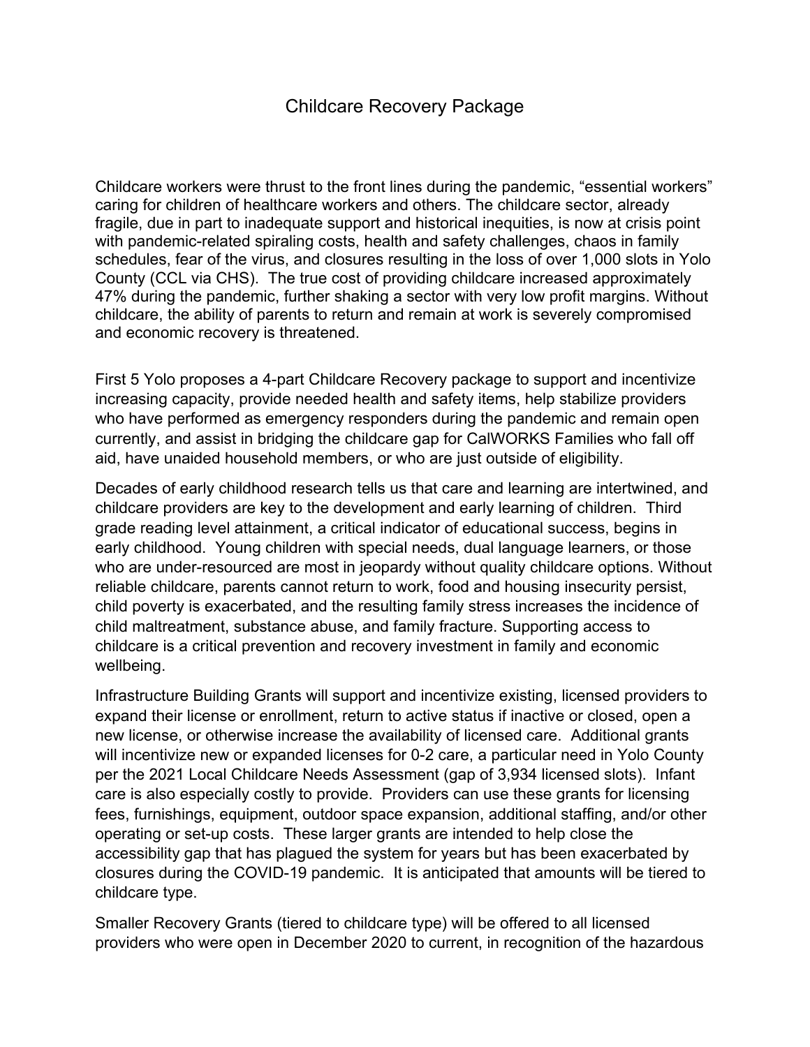# Childcare Recovery Package

Childcare workers were thrust to the front lines during the pandemic, "essential workers" caring for children of healthcare workers and others. The childcare sector, already fragile, due in part to inadequate support and historical inequities, is now at crisis point with pandemic-related spiraling costs, health and safety challenges, chaos in family schedules, fear of the virus, and closures resulting in the loss of over 1,000 slots in Yolo County (CCL via CHS). The true cost of providing childcare increased approximately 47% during the pandemic, further shaking a sector with very low profit margins. Without childcare, the ability of parents to return and remain at work is severely compromised and economic recovery is threatened.

First 5 Yolo proposes a 4-part Childcare Recovery package to support and incentivize increasing capacity, provide needed health and safety items, help stabilize providers who have performed as emergency responders during the pandemic and remain open currently, and assist in bridging the childcare gap for CalWORKS Families who fall off aid, have unaided household members, or who are just outside of eligibility.

Decades of early childhood research tells us that care and learning are intertwined, and childcare providers are key to the development and early learning of children. Third grade reading level attainment, a critical indicator of educational success, begins in early childhood. Young children with special needs, dual language learners, or those who are under-resourced are most in jeopardy without quality childcare options. Without reliable childcare, parents cannot return to work, food and housing insecurity persist, child poverty is exacerbated, and the resulting family stress increases the incidence of child maltreatment, substance abuse, and family fracture. Supporting access to childcare is a critical prevention and recovery investment in family and economic wellbeing.

Infrastructure Building Grants will support and incentivize existing, licensed providers to expand their license or enrollment, return to active status if inactive or closed, open a new license, or otherwise increase the availability of licensed care. Additional grants will incentivize new or expanded licenses for 0-2 care, a particular need in Yolo County per the 2021 Local Childcare Needs Assessment (gap of 3,934 licensed slots). Infant care is also especially costly to provide. Providers can use these grants for licensing fees, furnishings, equipment, outdoor space expansion, additional staffing, and/or other operating or set-up costs. These larger grants are intended to help close the accessibility gap that has plagued the system for years but has been exacerbated by closures during the COVID-19 pandemic. It is anticipated that amounts will be tiered to childcare type.

Smaller Recovery Grants (tiered to childcare type) will be offered to all licensed providers who were open in December 2020 to current, in recognition of the hazardous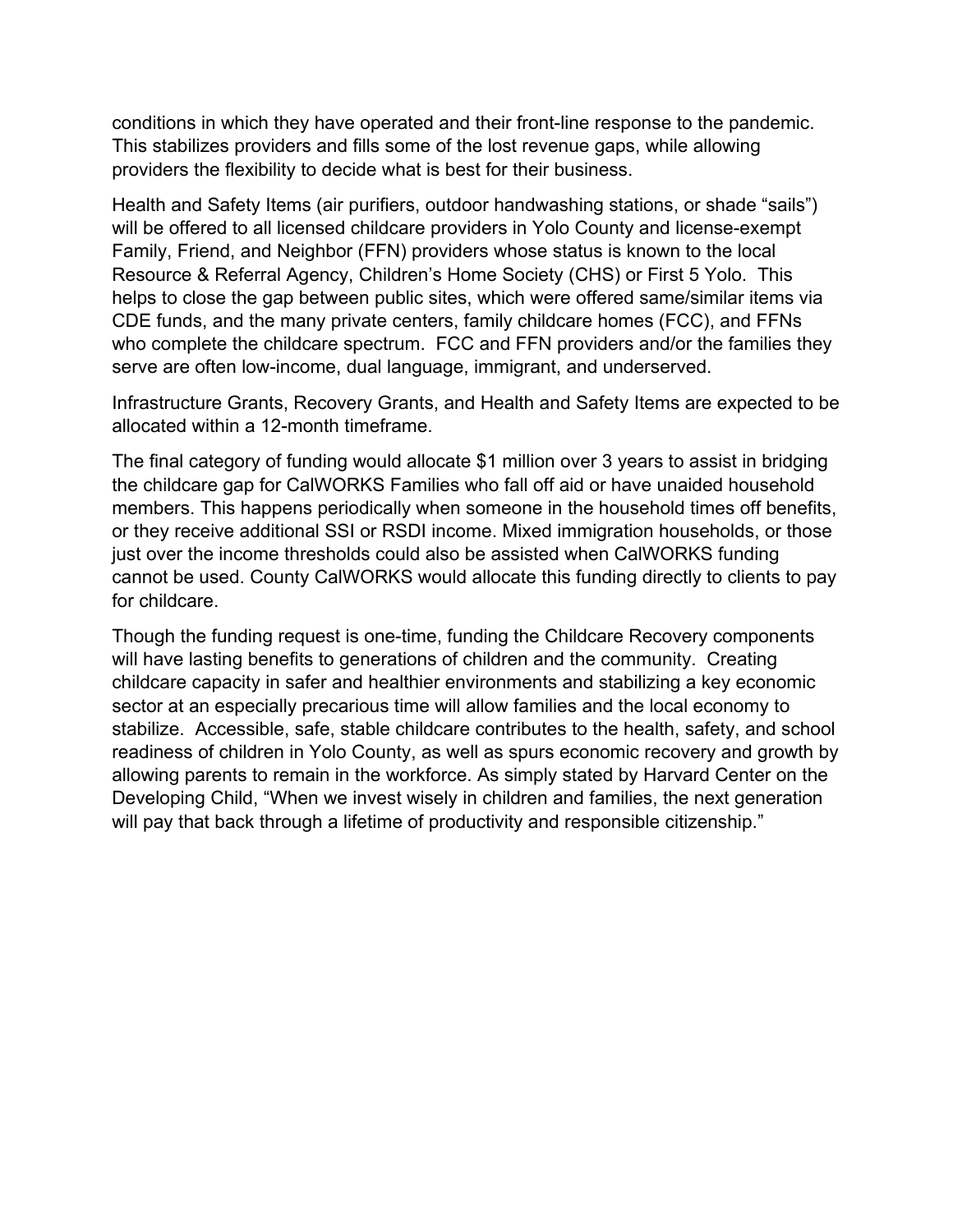conditions in which they have operated and their front-line response to the pandemic. This stabilizes providers and fills some of the lost revenue gaps, while allowing providers the flexibility to decide what is best for their business.

Health and Safety Items (air purifiers, outdoor handwashing stations, or shade "sails") will be offered to all licensed childcare providers in Yolo County and license-exempt Family, Friend, and Neighbor (FFN) providers whose status is known to the local Resource & Referral Agency, Children's Home Society (CHS) or First 5 Yolo. This helps to close the gap between public sites, which were offered same/similar items via CDE funds, and the many private centers, family childcare homes (FCC), and FFNs who complete the childcare spectrum. FCC and FFN providers and/or the families they serve are often low-income, dual language, immigrant, and underserved.

Infrastructure Grants, Recovery Grants, and Health and Safety Items are expected to be allocated within a 12-month timeframe.

The final category of funding would allocate $1 million over 3 years to assist in bridging the childcare gap for CalWORKS Families who fall off aid or have unaided household members. This happens periodically when someone in the household times off benefits, or they receive additional SSI or RSDI income. Mixed immigration households, or those just over the income thresholds could also be assisted when CalWORKS funding cannot be used. County CalWORKS would allocate this funding directly to clients to pay for childcare.

Though the funding request is one-time, funding the Childcare Recovery components will have lasting benefits to generations of children and the community. Creating childcare capacity in safer and healthier environments and stabilizing a key economic sector at an especially precarious time will allow families and the local economy to stabilize. Accessible, safe, stable childcare contributes to the health, safety, and school readiness of children in Yolo County, as well as spurs economic recovery and growth by allowing parents to remain in the workforce. As simply stated by Harvard Center on the Developing Child, "When we invest wisely in children and families, the next generation will pay that back through a lifetime of productivity and responsible citizenship."